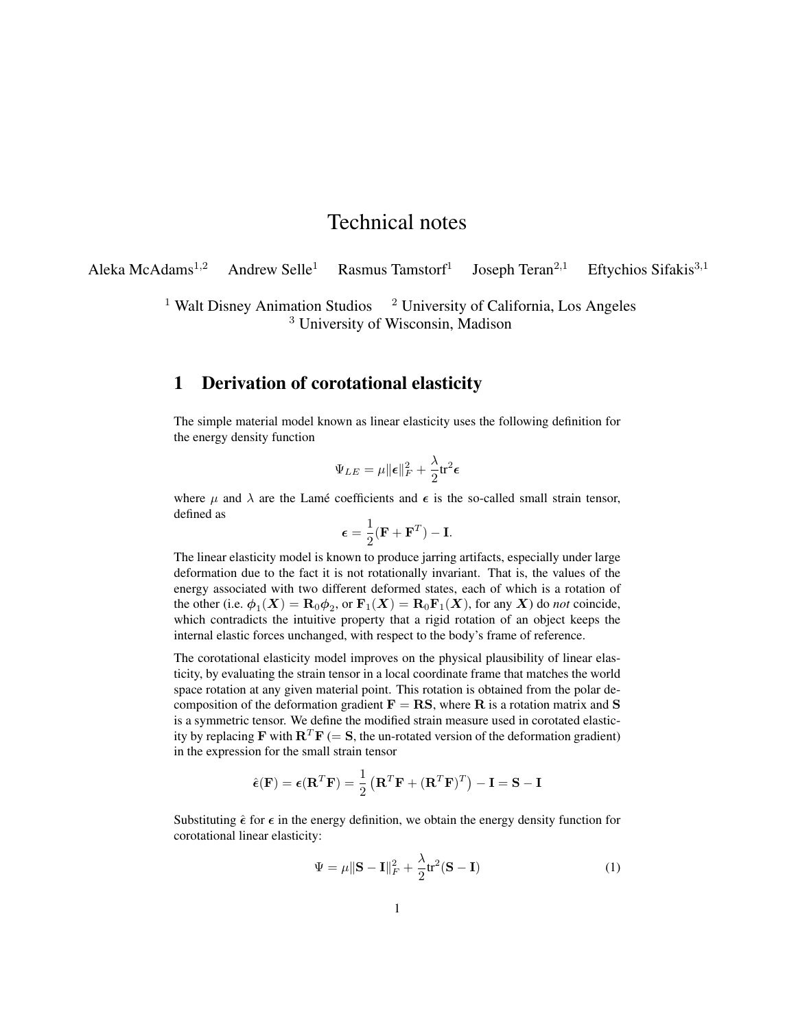# Technical notes

Aleka McAdams[1,2] Andrew Selle[1] Rasmus Tamstorf[1] Joseph Teran[2,1] Eftychios Sifakis[3,1]

[1] Walt Disney Animation Studios [2] University of California, Los Angeles
[3] University of Wisconsin, Madison

## 1 Derivation of corotational elasticity

The simple material model known as linear elasticity uses the following definition for the energy density function

$$\Psi_{LE} = \mu \|\boldsymbol{\epsilon}\|_F^2 + \frac{\lambda}{2}\mathrm{tr}^2\boldsymbol{\epsilon}$$

where $\mu$ and $\lambda$ are the Lamé coefficients and $\boldsymbol{\epsilon}$ is the so-called small strain tensor, defined as

$$\boldsymbol{\epsilon} = \frac{1}{2}(\mathbf{F} + \mathbf{F}^T) - \mathbf{I}.$$

The linear elasticity model is known to produce jarring artifacts, especially under large deformation due to the fact it is not rotationally invariant. That is, the values of the energy associated with two different deformed states, each of which is a rotation of the other (i.e. $\boldsymbol{\phi}_1(\boldsymbol{X}) = \mathbf{R}_0\boldsymbol{\phi}_2$, or $\mathbf{F}_1(\boldsymbol{X}) = \mathbf{R}_0\mathbf{F}_1(\boldsymbol{X})$, for any $\boldsymbol{X}$) do *not* coincide, which contradicts the intuitive property that a rigid rotation of an object keeps the internal elastic forces unchanged, with respect to the body's frame of reference.

The corotational elasticity model improves on the physical plausibility of linear elasticity, by evaluating the strain tensor in a local coordinate frame that matches the world space rotation at any given material point. This rotation is obtained from the polar decomposition of the deformation gradient $\mathbf{F} = \mathbf{RS}$, where $\mathbf{R}$ is a rotation matrix and $\mathbf{S}$ is a symmetric tensor. We define the modified strain measure used in corotated elasticity by replacing $\mathbf{F}$ with $\mathbf{R}^T\mathbf{F}$ ($= \mathbf{S}$, the un-rotated version of the deformation gradient) in the expression for the small strain tensor

$$\hat{\boldsymbol{\epsilon}}(\mathbf{F}) = \boldsymbol{\epsilon}(\mathbf{R}^T\mathbf{F}) = \frac{1}{2}\left(\mathbf{R}^T\mathbf{F} + (\mathbf{R}^T\mathbf{F})^T\right) - \mathbf{I} = \mathbf{S} - \mathbf{I}$$

Substituting $\hat{\boldsymbol{\epsilon}}$ for $\boldsymbol{\epsilon}$ in the energy definition, we obtain the energy density function for corotational linear elasticity:

$$\Psi = \mu\|\mathbf{S} - \mathbf{I}\|_F^2 + \frac{\lambda}{2}\mathrm{tr}^2(\mathbf{S} - \mathbf{I}) \tag{1}$$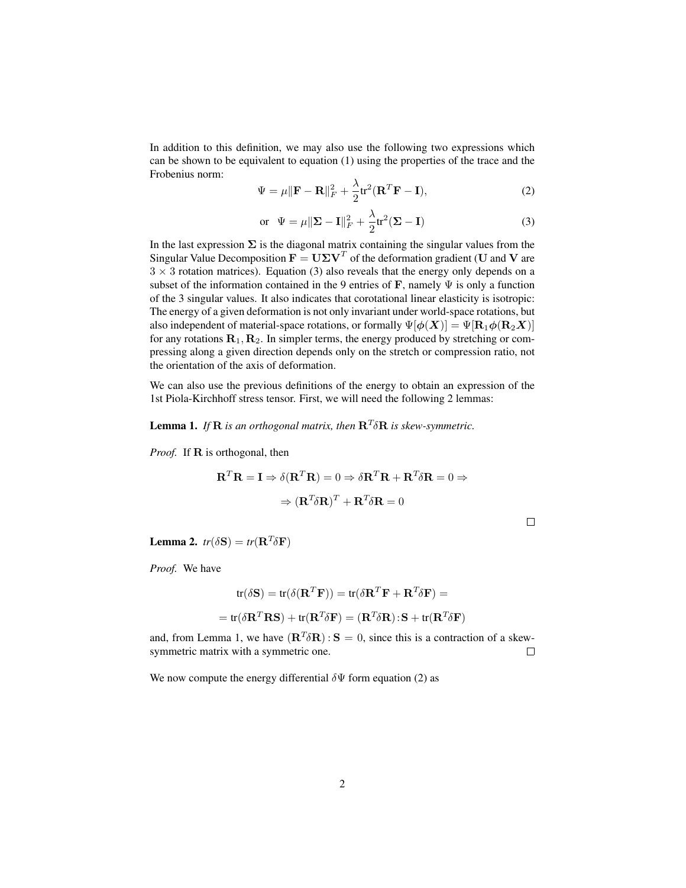In addition to this definition, we may also use the following two expressions which can be shown to be equivalent to equation (1) using the properties of the trace and the Frobenius norm:

$$\Psi = \mu\|\mathbf{F} - \mathbf{R}\|_F^2 + \frac{\lambda}{2}\text{tr}^2(\mathbf{R}^T\mathbf{F} - \mathbf{I}), \tag{2}$$

$$\text{or} \quad \Psi = \mu\|\mathbf{\Sigma} - \mathbf{I}\|_F^2 + \frac{\lambda}{2}\text{tr}^2(\mathbf{\Sigma} - \mathbf{I}) \tag{3}$$

In the last expression $\mathbf{\Sigma}$ is the diagonal matrix containing the singular values from the Singular Value Decomposition $\mathbf{F} = \mathbf{U}\mathbf{\Sigma}\mathbf{V}^T$ of the deformation gradient ($\mathbf{U}$ and $\mathbf{V}$ are $3 \times 3$ rotation matrices). Equation (3) also reveals that the energy only depends on a subset of the information contained in the 9 entries of $\mathbf{F}$, namely $\Psi$ is only a function of the 3 singular values. It also indicates that corotational linear elasticity is isotropic: The energy of a given deformation is not only invariant under world-space rotations, but also independent of material-space rotations, or formally $\Psi[\phi(\boldsymbol{X})] = \Psi[\mathbf{R}_1\phi(\mathbf{R}_2\boldsymbol{X})]$ for any rotations $\mathbf{R}_1, \mathbf{R}_2$. In simpler terms, the energy produced by stretching or compressing along a given direction depends only on the stretch or compression ratio, not the orientation of the axis of deformation.

We can also use the previous definitions of the energy to obtain an expression of the 1st Piola-Kirchhoff stress tensor. First, we will need the following 2 lemmas:

**Lemma 1.** *If $\mathbf{R}$ is an orthogonal matrix, then $\mathbf{R}^T\delta\mathbf{R}$ is skew-symmetric.*

*Proof.* If $\mathbf{R}$ is orthogonal, then

$$\mathbf{R}^T\mathbf{R} = \mathbf{I} \Rightarrow \delta(\mathbf{R}^T\mathbf{R}) = 0 \Rightarrow \delta\mathbf{R}^T\mathbf{R} + \mathbf{R}^T\delta\mathbf{R} = 0 \Rightarrow$$

$$\Rightarrow (\mathbf{R}^T\delta\mathbf{R})^T + \mathbf{R}^T\delta\mathbf{R} = 0$$

□

**Lemma 2.** $tr(\delta\mathbf{S}) = tr(\mathbf{R}^T\delta\mathbf{F})$

*Proof.* We have

$$\text{tr}(\delta\mathbf{S}) = \text{tr}(\delta(\mathbf{R}^T\mathbf{F})) = \text{tr}(\delta\mathbf{R}^T\mathbf{F} + \mathbf{R}^T\delta\mathbf{F}) =$$

$$= \text{tr}(\delta\mathbf{R}^T\mathbf{R}\mathbf{S}) + \text{tr}(\mathbf{R}^T\delta\mathbf{F}) = (\mathbf{R}^T\delta\mathbf{R}):\mathbf{S} + \text{tr}(\mathbf{R}^T\delta\mathbf{F})$$

and, from Lemma 1, we have $(\mathbf{R}^T\delta\mathbf{R}):\mathbf{S} = 0$, since this is a contraction of a skew-symmetric matrix with a symmetric one. □

We now compute the energy differential $\delta\Psi$ form equation (2) as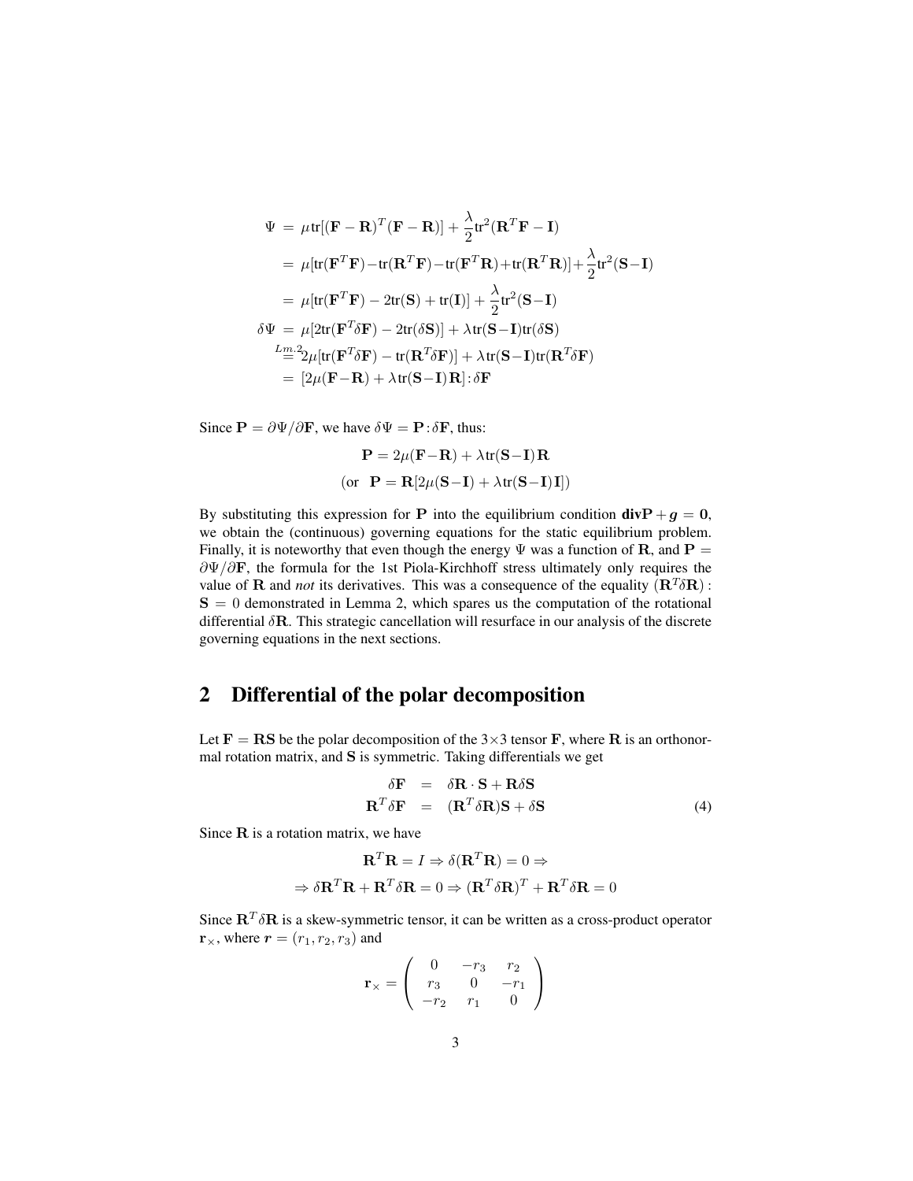$$
\begin{aligned}
\Psi &= \mu \text{tr}[(\mathbf{F}-\mathbf{R})^T(\mathbf{F}-\mathbf{R})] + \frac{\lambda}{2}\text{tr}^2(\mathbf{R}^T\mathbf{F}-\mathbf{I}) \\
&= \mu[\text{tr}(\mathbf{F}^T\mathbf{F}) - \text{tr}(\mathbf{R}^T\mathbf{F}) - \text{tr}(\mathbf{F}^T\mathbf{R}) + \text{tr}(\mathbf{R}^T\mathbf{R})] + \frac{\lambda}{2}\text{tr}^2(\mathbf{S}-\mathbf{I}) \\
&= \mu[\text{tr}(\mathbf{F}^T\mathbf{F}) - 2\text{tr}(\mathbf{S}) + \text{tr}(\mathbf{I})] + \frac{\lambda}{2}\text{tr}^2(\mathbf{S}-\mathbf{I}) \\
\delta\Psi &= \mu[2\text{tr}(\mathbf{F}^T\delta\mathbf{F}) - 2\text{tr}(\delta\mathbf{S})] + \lambda\text{tr}(\mathbf{S}-\mathbf{I})\text{tr}(\delta\mathbf{S}) \\
&\overset{Lm.2}{=} 2\mu[\text{tr}(\mathbf{F}^T\delta\mathbf{F}) - \text{tr}(\mathbf{R}^T\delta\mathbf{F})] + \lambda\text{tr}(\mathbf{S}-\mathbf{I})\text{tr}(\mathbf{R}^T\delta\mathbf{F}) \\
&= [2\mu(\mathbf{F}-\mathbf{R}) + \lambda\text{tr}(\mathbf{S}-\mathbf{I})\mathbf{R}] : \delta\mathbf{F}
\end{aligned}
$$

Since $\mathbf{P} = \partial\Psi/\partial\mathbf{F}$, we have $\delta\Psi = \mathbf{P} : \delta\mathbf{F}$, thus:

$$
\mathbf{P} = 2\mu(\mathbf{F}-\mathbf{R}) + \lambda\text{tr}(\mathbf{S}-\mathbf{I})\mathbf{R}
$$

$$
(\text{or} \quad \mathbf{P} = \mathbf{R}[2\mu(\mathbf{S}-\mathbf{I}) + \lambda\text{tr}(\mathbf{S}-\mathbf{I})\mathbf{I}])
$$

By substituting this expression for $\mathbf{P}$ into the equilibrium condition $\mathbf{div}\mathbf{P} + \boldsymbol{g} = \mathbf{0}$, we obtain the (continuous) governing equations for the static equilibrium problem. Finally, it is noteworthy that even though the energy $\Psi$ was a function of $\mathbf{R}$, and $\mathbf{P} = \partial\Psi/\partial\mathbf{F}$, the formula for the 1st Piola-Kirchhoff stress ultimately only requires the value of $\mathbf{R}$ and *not* its derivatives. This was a consequence of the equality $(\mathbf{R}^T\delta\mathbf{R}) : \mathbf{S} = 0$ demonstrated in Lemma 2, which spares us the computation of the rotational differential $\delta\mathbf{R}$. This strategic cancellation will resurface in our analysis of the discrete governing equations in the next sections.

## 2 Differential of the polar decomposition

Let $\mathbf{F} = \mathbf{RS}$ be the polar decomposition of the $3\times3$ tensor $\mathbf{F}$, where $\mathbf{R}$ is an orthonormal rotation matrix, and $\mathbf{S}$ is symmetric. Taking differentials we get

$$
\begin{aligned}
\delta\mathbf{F} &= \delta\mathbf{R}\cdot\mathbf{S} + \mathbf{R}\delta\mathbf{S} \\
\mathbf{R}^T\delta\mathbf{F} &= (\mathbf{R}^T\delta\mathbf{R})\mathbf{S} + \delta\mathbf{S}
\end{aligned} \tag{4}
$$

Since $\mathbf{R}$ is a rotation matrix, we have

$$
\mathbf{R}^T\mathbf{R} = I \Rightarrow \delta(\mathbf{R}^T\mathbf{R}) = 0 \Rightarrow
$$

$$
\Rightarrow \delta\mathbf{R}^T\mathbf{R} + \mathbf{R}^T\delta\mathbf{R} = 0 \Rightarrow (\mathbf{R}^T\delta\mathbf{R})^T + \mathbf{R}^T\delta\mathbf{R} = 0
$$

Since $\mathbf{R}^T\delta\mathbf{R}$ is a skew-symmetric tensor, it can be written as a cross-product operator $\mathbf{r}_\times$, where $\boldsymbol{r} = (r_1, r_2, r_3)$ and

$$
\mathbf{r}_\times = \begin{pmatrix} 0 & -r_3 & r_2 \\ r_3 & 0 & -r_1 \\ -r_2 & r_1 & 0 \end{pmatrix}
$$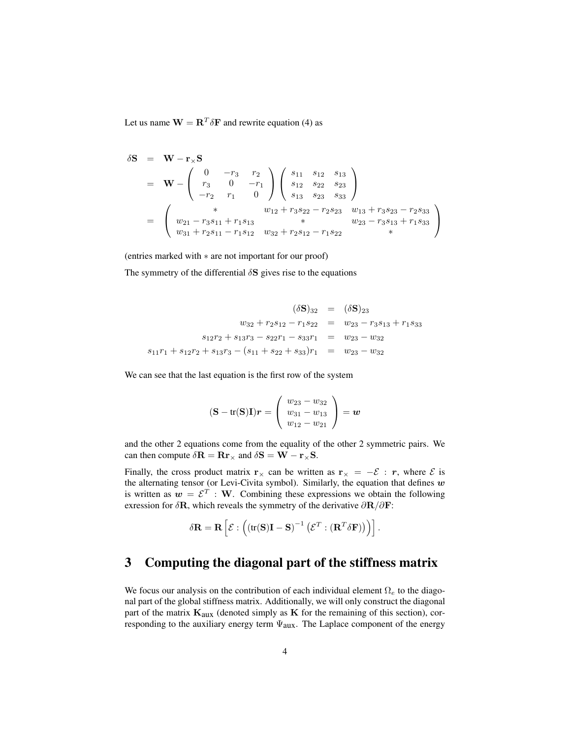Let us name $\mathbf{W} = \mathbf{R}^T \delta\mathbf{F}$ and rewrite equation (4) as

$$
\begin{aligned}
\delta\mathbf{S} &= \mathbf{W} - \mathbf{r}_\times \mathbf{S} \\
&= \mathbf{W} - \begin{pmatrix} 0 & -r_3 & r_2 \\ r_3 & 0 & -r_1 \\ -r_2 & r_1 & 0 \end{pmatrix} \begin{pmatrix} s_{11} & s_{12} & s_{13} \\ s_{12} & s_{22} & s_{23} \\ s_{13} & s_{23} & s_{33} \end{pmatrix} \\
&= \begin{pmatrix} * & w_{12} + r_3 s_{22} - r_2 s_{23} & w_{13} + r_3 s_{23} - r_2 s_{33} \\ w_{21} - r_3 s_{11} + r_1 s_{13} & * & w_{23} - r_3 s_{13} + r_1 s_{33} \\ w_{31} + r_2 s_{11} - r_1 s_{12} & w_{32} + r_2 s_{12} - r_1 s_{22} & * \end{pmatrix}
\end{aligned}
$$

(entries marked with $*$ are not important for our proof)

The symmetry of the differential $\delta\mathbf{S}$ gives rise to the equations

$$
\begin{aligned}
(\delta\mathbf{S})_{32} &= (\delta\mathbf{S})_{23} \\
w_{32} + r_2 s_{12} - r_1 s_{22} &= w_{23} - r_3 s_{13} + r_1 s_{33} \\
s_{12} r_2 + s_{13} r_3 - s_{22} r_1 - s_{33} r_1 &= w_{23} - w_{32} \\
s_{11} r_1 + s_{12} r_2 + s_{13} r_3 - (s_{11} + s_{22} + s_{33}) r_1 &= w_{23} - w_{32}
\end{aligned}
$$

We can see that the last equation is the first row of the system

$$
(\mathbf{S} - \mathrm{tr}(\mathbf{S})\mathbf{I})\boldsymbol{r} = \begin{pmatrix} w_{23} - w_{32} \\ w_{31} - w_{13} \\ w_{12} - w_{21} \end{pmatrix} = \boldsymbol{w}
$$

and the other 2 equations come from the equality of the other 2 symmetric pairs. We can then compute $\delta\mathbf{R} = \mathbf{R}\mathbf{r}_\times$ and $\delta\mathbf{S} = \mathbf{W} - \mathbf{r}_\times \mathbf{S}$.

Finally, the cross product matrix $\mathbf{r}_\times$ can be written as $\mathbf{r}_\times = -\mathcal{E} : \boldsymbol{r}$, where $\mathcal{E}$ is the alternating tensor (or Levi-Civita symbol). Similarly, the equation that defines $\boldsymbol{w}$ is written as $\boldsymbol{w} = \mathcal{E}^T : \mathbf{W}$. Combining these expressions we obtain the following exression for $\delta\mathbf{R}$, which reveals the symmetry of the derivative $\partial\mathbf{R}/\partial\mathbf{F}$:

$$
\delta\mathbf{R} = \mathbf{R}\left[\mathcal{E} : \left( (\mathrm{tr}(\mathbf{S})\mathbf{I} - \mathbf{S})^{-1} \left( \mathcal{E}^T : (\mathbf{R}^T \delta\mathbf{F}) \right) \right) \right].
$$

## 3 Computing the diagonal part of the stiffness matrix

We focus our analysis on the contribution of each individual element $\Omega_e$ to the diagonal part of the global stiffness matrix. Additionally, we will only construct the diagonal part of the matrix $\mathbf{K}_{\text{aux}}$ (denoted simply as $\mathbf{K}$ for the remaining of this section), corresponding to the auxiliary energy term $\Psi_{\text{aux}}$. The Laplace component of the energy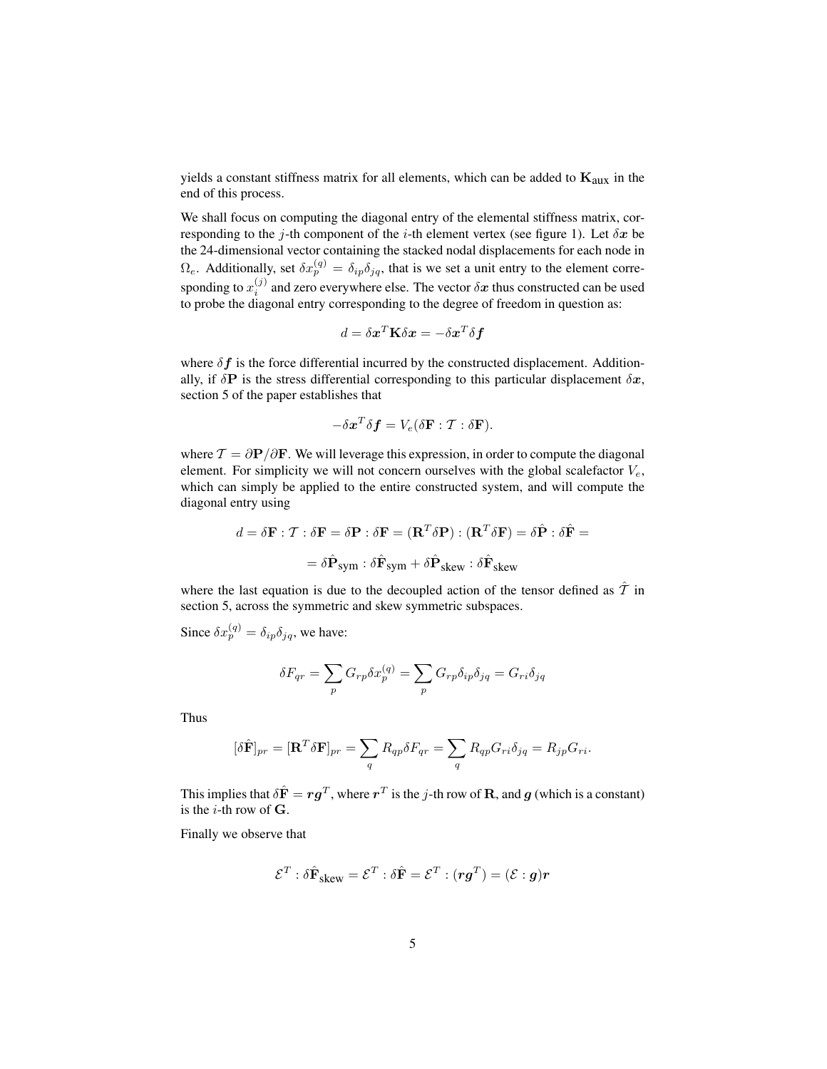yields a constant stiffness matrix for all elements, which can be added to $\mathbf{K}_{\text{aux}}$ in the end of this process.

We shall focus on computing the diagonal entry of the elemental stiffness matrix, corresponding to the $j$-th component of the $i$-th element vertex (see figure 1). Let $\delta\boldsymbol{x}$ be the 24-dimensional vector containing the stacked nodal displacements for each node in $\Omega_e$. Additionally, set $\delta x_p^{(q)} = \delta_{ip}\delta_{jq}$, that is we set a unit entry to the element corresponding to $x_i^{(j)}$ and zero everywhere else. The vector $\delta\boldsymbol{x}$ thus constructed can be used to probe the diagonal entry corresponding to the degree of freedom in question as:

$$d = \delta\boldsymbol{x}^T\mathbf{K}\delta\boldsymbol{x} = -\delta\boldsymbol{x}^T\delta\boldsymbol{f}$$

where $\delta\boldsymbol{f}$ is the force differential incurred by the constructed displacement. Additionally, if $\delta\mathbf{P}$ is the stress differential corresponding to this particular displacement $\delta\boldsymbol{x}$, section 5 of the paper establishes that

$$-\delta\boldsymbol{x}^T\delta\boldsymbol{f} = V_e(\delta\mathbf{F} : \mathcal{T} : \delta\mathbf{F}).$$

where $\mathcal{T} = \partial\mathbf{P}/\partial\mathbf{F}$. We will leverage this expression, in order to compute the diagonal element. For simplicity we will not concern ourselves with the global scalefactor $V_e$, which can simply be applied to the entire constructed system, and will compute the diagonal entry using

$$d = \delta\mathbf{F} : \mathcal{T} : \delta\mathbf{F} = \delta\mathbf{P} : \delta\mathbf{F} = (\mathbf{R}^T\delta\mathbf{P}) : (\mathbf{R}^T\delta\mathbf{F}) = \delta\hat{\mathbf{P}} : \delta\hat{\mathbf{F}} =$$

$$= \delta\hat{\mathbf{P}}_{\text{sym}} : \delta\hat{\mathbf{F}}_{\text{sym}} + \delta\hat{\mathbf{P}}_{\text{skew}} : \delta\hat{\mathbf{F}}_{\text{skew}}$$

where the last equation is due to the decoupled action of the tensor defined as $\hat{\mathcal{T}}$ in section 5, across the symmetric and skew symmetric subspaces.

Since $\delta x_p^{(q)} = \delta_{ip}\delta_{jq}$, we have:

$$\delta F_{qr} = \sum_p G_{rp}\delta x_p^{(q)} = \sum_p G_{rp}\delta_{ip}\delta_{jq} = G_{ri}\delta_{jq}$$

Thus

$$[\delta\hat{\mathbf{F}}]_{pr} = [\mathbf{R}^T\delta\mathbf{F}]_{pr} = \sum_q R_{qp}\delta F_{qr} = \sum_q R_{qp}G_{ri}\delta_{jq} = R_{jp}G_{ri}.$$

This implies that $\delta\hat{\mathbf{F}} = \boldsymbol{r}\boldsymbol{g}^T$, where $\boldsymbol{r}^T$ is the $j$-th row of $\mathbf{R}$, and $\boldsymbol{g}$ (which is a constant) is the $i$-th row of $\mathbf{G}$.

Finally we observe that

$$\mathcal{E}^T : \delta\hat{\mathbf{F}}_{\text{skew}} = \mathcal{E}^T : \delta\hat{\mathbf{F}} = \mathcal{E}^T : (\boldsymbol{r}\boldsymbol{g}^T) = (\mathcal{E} : \boldsymbol{g})\boldsymbol{r}$$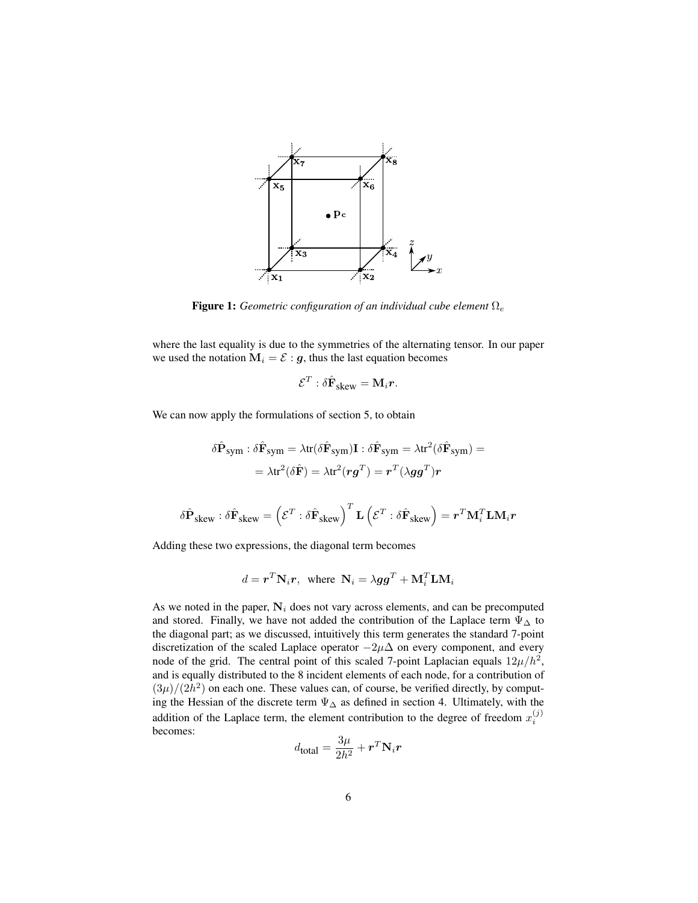**Figure 1:** *Geometric configuration of an individual cube element $\Omega_e$*

where the last equality is due to the symmetries of the alternating tensor. In our paper we used the notation $\mathbf{M}_i = \mathcal{E} : \boldsymbol{g}$, thus the last equation becomes

$$\mathcal{E}^T : \delta\hat{\mathbf{F}}_{\text{skew}} = \mathbf{M}_i \boldsymbol{r}.$$

We can now apply the formulations of section 5, to obtain

$$\delta\hat{\mathbf{P}}_{\text{sym}} : \delta\hat{\mathbf{F}}_{\text{sym}} = \lambda\text{tr}(\delta\hat{\mathbf{F}}_{\text{sym}})\mathbf{I} : \delta\hat{\mathbf{F}}_{\text{sym}} = \lambda\text{tr}^2(\delta\hat{\mathbf{F}}_{\text{sym}}) =$$
$$= \lambda\text{tr}^2(\delta\hat{\mathbf{F}}) = \lambda\text{tr}^2(\boldsymbol{r}\boldsymbol{g}^T) = \boldsymbol{r}^T(\lambda\boldsymbol{g}\boldsymbol{g}^T)\boldsymbol{r}$$

$$\delta\hat{\mathbf{P}}_{\text{skew}} : \delta\hat{\mathbf{F}}_{\text{skew}} = \left(\mathcal{E}^T : \delta\hat{\mathbf{F}}_{\text{skew}}\right)^T \mathbf{L} \left(\mathcal{E}^T : \delta\hat{\mathbf{F}}_{\text{skew}}\right) = \boldsymbol{r}^T\mathbf{M}_i^T\mathbf{L}\mathbf{M}_i\boldsymbol{r}$$

Adding these two expressions, the diagonal term becomes

$$d = \boldsymbol{r}^T\mathbf{N}_i\boldsymbol{r}, \;\; \text{where} \;\; \mathbf{N}_i = \lambda\boldsymbol{g}\boldsymbol{g}^T + \mathbf{M}_i^T\mathbf{L}\mathbf{M}_i$$

As we noted in the paper, $\mathbf{N}_i$ does not vary across elements, and can be precomputed and stored. Finally, we have not added the contribution of the Laplace term $\Psi_\Delta$ to the diagonal part; as we discussed, intuitively this term generates the standard 7-point discretization of the scaled Laplace operator $-2\mu\Delta$ on every component, and every node of the grid. The central point of this scaled 7-point Laplacian equals $12\mu/h^2$, and is equally distributed to the 8 incident elements of each node, for a contribution of $(3\mu)/(2h^2)$ on each one. These values can, of course, be verified directly, by computing the Hessian of the discrete term $\Psi_\Delta$ as defined in section 4. Ultimately, with the addition of the Laplace term, the element contribution to the degree of freedom $x_i^{(j)}$ becomes:

$$d_{\text{total}} = \frac{3\mu}{2h^2} + \boldsymbol{r}^T\mathbf{N}_i\boldsymbol{r}$$